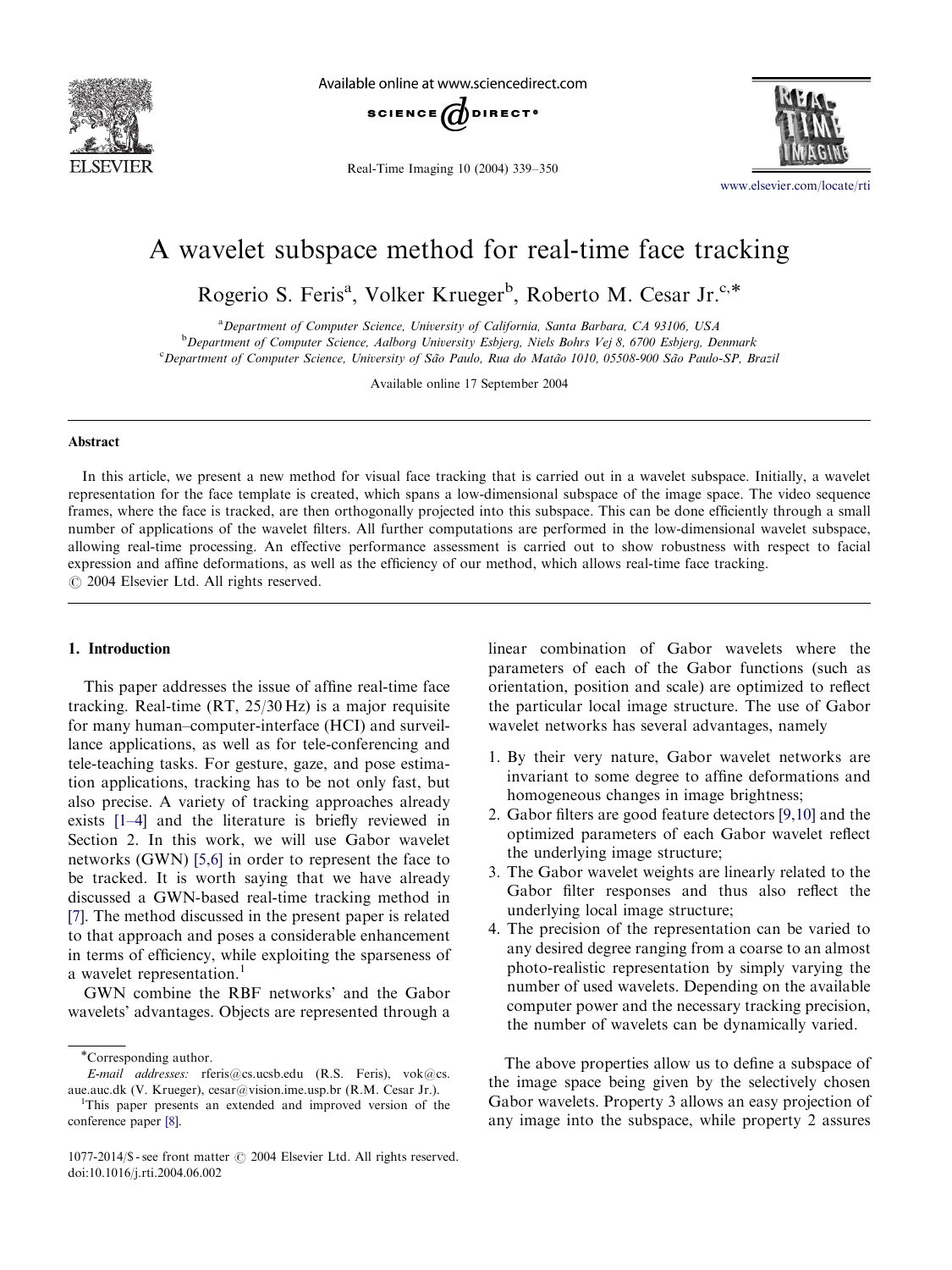# A wavelet subspace method for real-time face tracking

Rogerio S. Feris[a], Volker Krueger[b], Roberto M. Cesar Jr.[c,*]

[a]Department of Computer Science, University of California, Santa Barbara, CA 93106, USA

[b]Department of Computer Science, Aalborg University Esbjerg, Niels Bohrs Vej 8, 6700 Esbjerg, Denmark

[c]Department of Computer Science, University of São Paulo, Rua do Matão 1010, 05508-900 São Paulo-SP, Brazil

Available online 17 September 2004

## Abstract

In this article, we present a new method for visual face tracking that is carried out in a wavelet subspace. Initially, a wavelet representation for the face template is created, which spans a low-dimensional subspace of the image space. The video sequence frames, where the face is tracked, are then orthogonally projected into this subspace. This can be done efficiently through a small number of applications of the wavelet filters. All further computations are performed in the low-dimensional wavelet subspace, allowing real-time processing. An effective performance assessment is carried out to show robustness with respect to facial expression and affine deformations, as well as the efficiency of our method, which allows real-time face tracking.

© 2004 Elsevier Ltd. All rights reserved.

## 1. Introduction

This paper addresses the issue of affine real-time face tracking. Real-time (RT, 25/30 Hz) is a major requisite for many human–computer-interface (HCI) and surveillance applications, as well as for tele-conferencing and tele-teaching tasks. For gesture, gaze, and pose estimation applications, tracking has to be not only fast, but also precise. A variety of tracking approaches already exists [1–4] and the literature is briefly reviewed in Section 2. In this work, we will use Gabor wavelet networks (GWN) [5,6] in order to represent the face to be tracked. It is worth saying that we have already discussed a GWN-based real-time tracking method in [7]. The method discussed in the present paper is related to that approach and poses a considerable enhancement in terms of efficiency, while exploiting the sparseness of a wavelet representation.[1]

GWN combine the RBF networks' and the Gabor wavelets' advantages. Objects are represented through a linear combination of Gabor wavelets where the parameters of each of the Gabor functions (such as orientation, position and scale) are optimized to reflect the particular local image structure. The use of Gabor wavelet networks has several advantages, namely

1. By their very nature, Gabor wavelet networks are invariant to some degree to affine deformations and homogeneous changes in image brightness;
2. Gabor filters are good feature detectors [9,10] and the optimized parameters of each Gabor wavelet reflect the underlying image structure;
3. The Gabor wavelet weights are linearly related to the Gabor filter responses and thus also reflect the underlying local image structure;
4. The precision of the representation can be varied to any desired degree ranging from a coarse to an almost photo-realistic representation by simply varying the number of used wavelets. Depending on the available computer power and the necessary tracking precision, the number of wavelets can be dynamically varied.

The above properties allow us to define a subspace of the image space being given by the selectively chosen Gabor wavelets. Property 3 allows an easy projection of any image into the subspace, while property 2 assures

*Corresponding author.

*E-mail addresses:* rferis@cs.ucsb.edu (R.S. Feris), vok@cs.aue.auc.dk (V. Krueger), cesar@vision.ime.usp.br (R.M. Cesar Jr.).

[1]This paper presents an extended and improved version of the conference paper [8].

1077-2014/$ - see front matter © 2004 Elsevier Ltd. All rights reserved.
doi:10.1016/j.rti.2004.06.002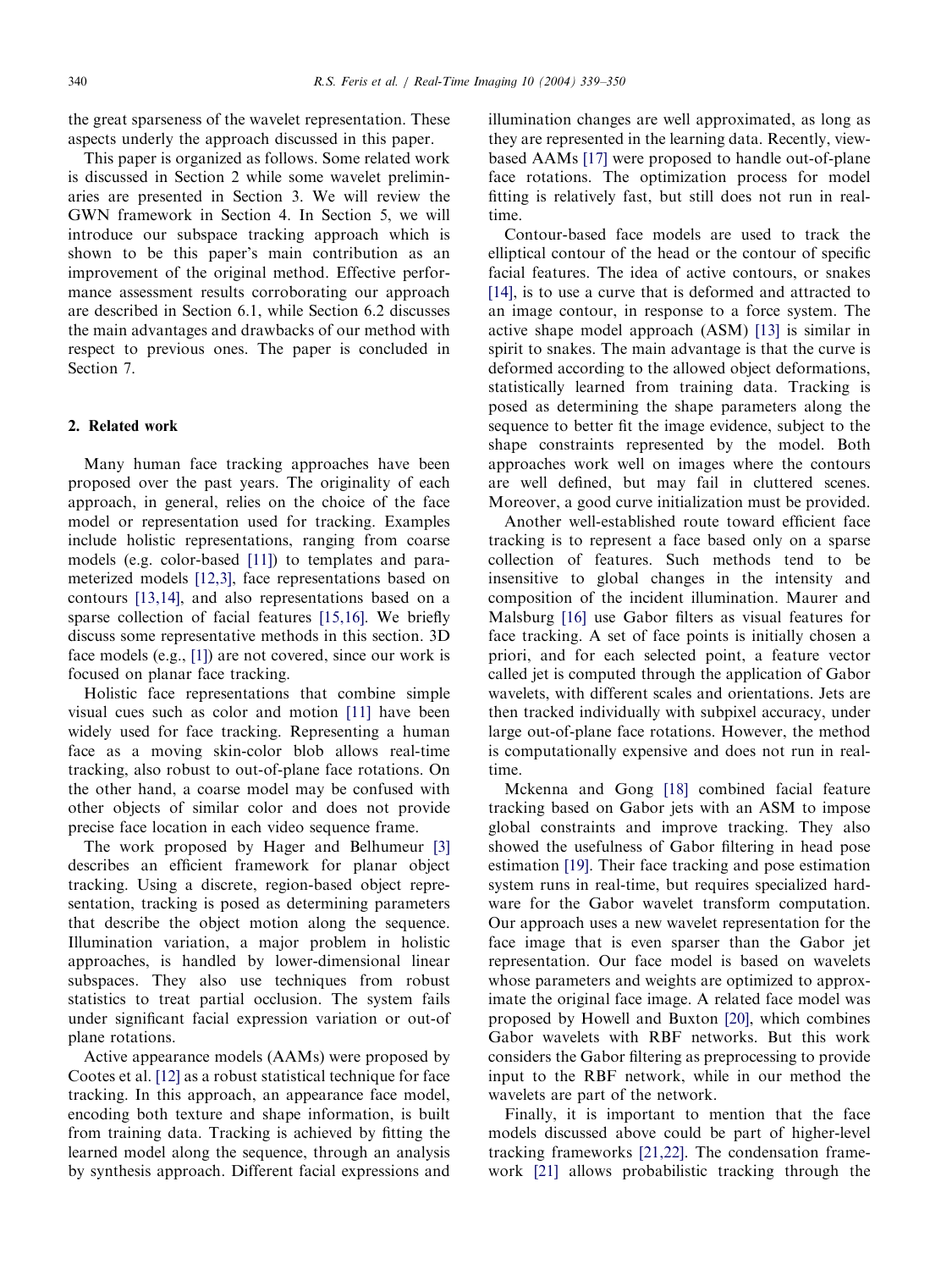the great sparseness of the wavelet representation. These aspects underly the approach discussed in this paper.

This paper is organized as follows. Some related work is discussed in Section 2 while some wavelet preliminaries are presented in Section 3. We will review the GWN framework in Section 4. In Section 5, we will introduce our subspace tracking approach which is shown to be this paper's main contribution as an improvement of the original method. Effective performance assessment results corroborating our approach are described in Section 6.1, while Section 6.2 discusses the main advantages and drawbacks of our method with respect to previous ones. The paper is concluded in Section 7.

## 2. Related work

Many human face tracking approaches have been proposed over the past years. The originality of each approach, in general, relies on the choice of the face model or representation used for tracking. Examples include holistic representations, ranging from coarse models (e.g. color-based [11]) to templates and parameterized models [12,3], face representations based on contours [13,14], and also representations based on a sparse collection of facial features [15,16]. We briefly discuss some representative methods in this section. 3D face models (e.g., [1]) are not covered, since our work is focused on planar face tracking.

Holistic face representations that combine simple visual cues such as color and motion [11] have been widely used for face tracking. Representing a human face as a moving skin-color blob allows real-time tracking, also robust to out-of-plane face rotations. On the other hand, a coarse model may be confused with other objects of similar color and does not provide precise face location in each video sequence frame.

The work proposed by Hager and Belhumeur [3] describes an efficient framework for planar object tracking. Using a discrete, region-based object representation, tracking is posed as determining parameters that describe the object motion along the sequence. Illumination variation, a major problem in holistic approaches, is handled by lower-dimensional linear subspaces. They also use techniques from robust statistics to treat partial occlusion. The system fails under significant facial expression variation or out-of plane rotations.

Active appearance models (AAMs) were proposed by Cootes et al. [12] as a robust statistical technique for face tracking. In this approach, an appearance face model, encoding both texture and shape information, is built from training data. Tracking is achieved by fitting the learned model along the sequence, through an analysis by synthesis approach. Different facial expressions and illumination changes are well approximated, as long as they are represented in the learning data. Recently, view-based AAMs [17] were proposed to handle out-of-plane face rotations. The optimization process for model fitting is relatively fast, but still does not run in real-time.

Contour-based face models are used to track the elliptical contour of the head or the contour of specific facial features. The idea of active contours, or snakes [14], is to use a curve that is deformed and attracted to an image contour, in response to a force system. The active shape model approach (ASM) [13] is similar in spirit to snakes. The main advantage is that the curve is deformed according to the allowed object deformations, statistically learned from training data. Tracking is posed as determining the shape parameters along the sequence to better fit the image evidence, subject to the shape constraints represented by the model. Both approaches work well on images where the contours are well defined, but may fail in cluttered scenes. Moreover, a good curve initialization must be provided.

Another well-established route toward efficient face tracking is to represent a face based only on a sparse collection of features. Such methods tend to be insensitive to global changes in the intensity and composition of the incident illumination. Maurer and Malsburg [16] use Gabor filters as visual features for face tracking. A set of face points is initially chosen a priori, and for each selected point, a feature vector called jet is computed through the application of Gabor wavelets, with different scales and orientations. Jets are then tracked individually with subpixel accuracy, under large out-of-plane face rotations. However, the method is computationally expensive and does not run in real-time.

Mckenna and Gong [18] combined facial feature tracking based on Gabor jets with an ASM to impose global constraints and improve tracking. They also showed the usefulness of Gabor filtering in head pose estimation [19]. Their face tracking and pose estimation system runs in real-time, but requires specialized hardware for the Gabor wavelet transform computation. Our approach uses a new wavelet representation for the face image that is even sparser than the Gabor jet representation. Our face model is based on wavelets whose parameters and weights are optimized to approximate the original face image. A related face model was proposed by Howell and Buxton [20], which combines Gabor wavelets with RBF networks. But this work considers the Gabor filtering as preprocessing to provide input to the RBF network, while in our method the wavelets are part of the network.

Finally, it is important to mention that the face models discussed above could be part of higher-level tracking frameworks [21,22]. The condensation framework [21] allows probabilistic tracking through the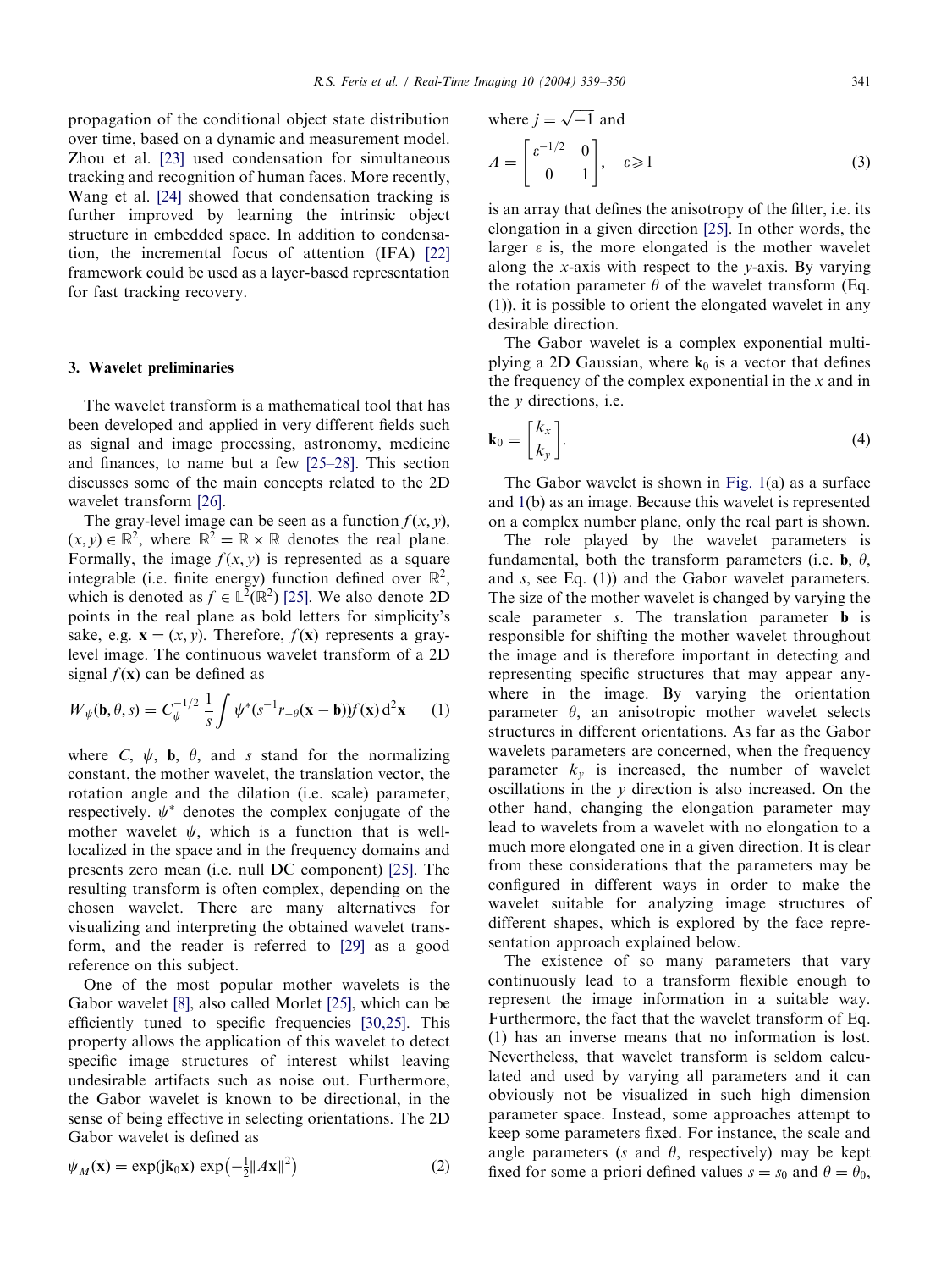propagation of the conditional object state distribution over time, based on a dynamic and measurement model. Zhou et al. [23] used condensation for simultaneous tracking and recognition of human faces. More recently, Wang et al. [24] showed that condensation tracking is further improved by learning the intrinsic object structure in embedded space. In addition to condensation, the incremental focus of attention (IFA) [22] framework could be used as a layer-based representation for fast tracking recovery.

## 3. Wavelet preliminaries

The wavelet transform is a mathematical tool that has been developed and applied in very different fields such as signal and image processing, astronomy, medicine and finances, to name but a few [25–28]. This section discusses some of the main concepts related to the 2D wavelet transform [26].

The gray-level image can be seen as a function $f(x, y)$, $(x, y) \in \mathbb{R}^2$, where $\mathbb{R}^2 = \mathbb{R} \times \mathbb{R}$ denotes the real plane. Formally, the image $f(x, y)$ is represented as a square integrable (i.e. finite energy) function defined over $\mathbb{R}^2$, which is denoted as $f \in \mathbb{L}^2(\mathbb{R}^2)$ [25]. We also denote 2D points in the real plane as bold letters for simplicity's sake, e.g. $\mathbf{x} = (x, y)$. Therefore, $f(\mathbf{x})$ represents a gray-level image. The continuous wavelet transform of a 2D signal $f(\mathbf{x})$ can be defined as

$$W_\psi(\mathbf{b}, \theta, s) = C_\psi^{-1/2} \frac{1}{s} \int \psi^*(s^{-1} r_{-\theta}(\mathbf{x} - \mathbf{b})) f(\mathbf{x})\, \mathrm{d}^2\mathbf{x} \qquad (1)$$

where $C$, $\psi$, $\mathbf{b}$, $\theta$, and $s$ stand for the normalizing constant, the mother wavelet, the translation vector, the rotation angle and the dilation (i.e. scale) parameter, respectively. $\psi^*$ denotes the complex conjugate of the mother wavelet $\psi$, which is a function that is well-localized in the space and in the frequency domains and presents zero mean (i.e. null DC component) [25]. The resulting transform is often complex, depending on the chosen wavelet. There are many alternatives for visualizing and interpreting the obtained wavelet transform, and the reader is referred to [29] as a good reference on this subject.

One of the most popular mother wavelets is the Gabor wavelet [8], also called Morlet [25], which can be efficiently tuned to specific frequencies [30,25]. This property allows the application of this wavelet to detect specific image structures of interest whilst leaving undesirable artifacts such as noise out. Furthermore, the Gabor wavelet is known to be directional, in the sense of being effective in selecting orientations. The 2D Gabor wavelet is defined as

$$\psi_M(\mathbf{x}) = \exp(\mathrm{j}\mathbf{k}_0\mathbf{x}) \exp\left(-\tfrac{1}{2}\|A\mathbf{x}\|^2\right) \qquad (2)$$

where $j = \sqrt{-1}$ and

$$A = \begin{bmatrix} \varepsilon^{-1/2} & 0 \\ 0 & 1 \end{bmatrix}, \quad \varepsilon \geqslant 1 \qquad (3)$$

is an array that defines the anisotropy of the filter, i.e. its elongation in a given direction [25]. In other words, the larger $\varepsilon$ is, the more elongated is the mother wavelet along the $x$-axis with respect to the $y$-axis. By varying the rotation parameter $\theta$ of the wavelet transform (Eq. (1)), it is possible to orient the elongated wavelet in any desirable direction.

The Gabor wavelet is a complex exponential multiplying a 2D Gaussian, where $\mathbf{k}_0$ is a vector that defines the frequency of the complex exponential in the $x$ and in the $y$ directions, i.e.

$$\mathbf{k}_0 = \begin{bmatrix} k_x \\ k_y \end{bmatrix}. \qquad (4)$$

The Gabor wavelet is shown in Fig. 1(a) as a surface and 1(b) as an image. Because this wavelet is represented on a complex number plane, only the real part is shown.

The role played by the wavelet parameters is fundamental, both the transform parameters (i.e. $\mathbf{b}$, $\theta$, and $s$, see Eq. (1)) and the Gabor wavelet parameters. The size of the mother wavelet is changed by varying the scale parameter $s$. The translation parameter $\mathbf{b}$ is responsible for shifting the mother wavelet throughout the image and is therefore important in detecting and representing specific structures that may appear anywhere in the image. By varying the orientation parameter $\theta$, an anisotropic mother wavelet selects structures in different orientations. As far as the Gabor wavelets parameters are concerned, when the frequency parameter $k_y$ is increased, the number of wavelet oscillations in the $y$ direction is also increased. On the other hand, changing the elongation parameter may lead to wavelets from a wavelet with no elongation to a much more elongated one in a given direction. It is clear from these considerations that the parameters may be configured in different ways in order to make the wavelet suitable for analyzing image structures of different shapes, which is explored by the face representation approach explained below.

The existence of so many parameters that vary continuously lead to a transform flexible enough to represent the image information in a suitable way. Furthermore, the fact that the wavelet transform of Eq. (1) has an inverse means that no information is lost. Nevertheless, that wavelet transform is seldom calculated and used by varying all parameters and it can obviously not be visualized in such high dimension parameter space. Instead, some approaches attempt to keep some parameters fixed. For instance, the scale and angle parameters ($s$ and $\theta$, respectively) may be kept fixed for some a priori defined values $s = s_0$ and $\theta = \theta_0$,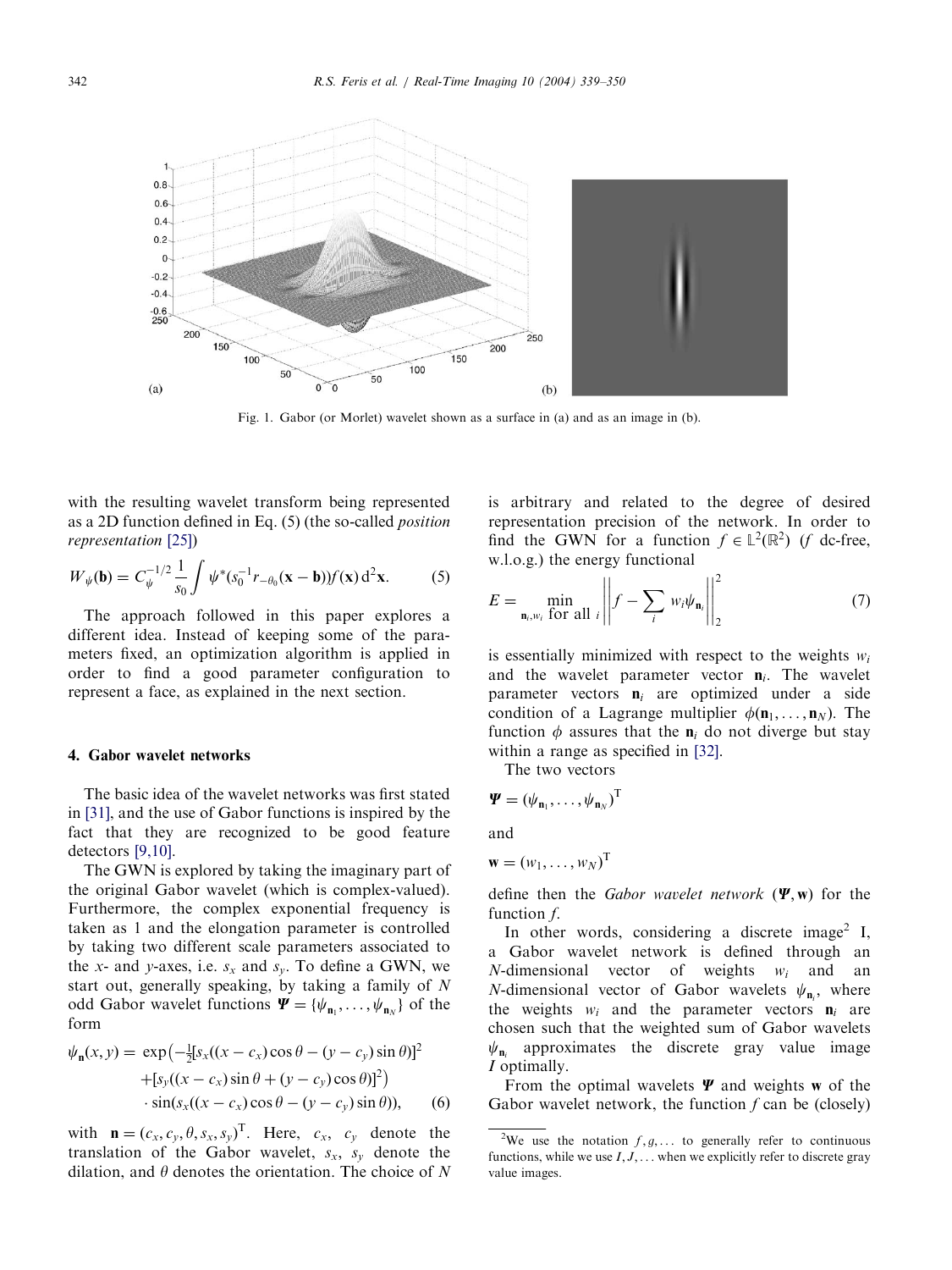Fig. 1. Gabor (or Morlet) wavelet shown as a surface in (a) and as an image in (b).

with the resulting wavelet transform being represented as a 2D function defined in Eq. (5) (the so-called *position representation* [25])

$$W_\psi(\mathbf{b}) = C_\psi^{-1/2} \frac{1}{s_0} \int \psi^*(s_0^{-1} r_{-\theta_0}(\mathbf{x} - \mathbf{b})) f(\mathbf{x})\, \mathrm{d}^2\mathbf{x}. \tag{5}$$

The approach followed in this paper explores a different idea. Instead of keeping some of the parameters fixed, an optimization algorithm is applied in order to find a good parameter configuration to represent a face, as explained in the next section.

## 4. Gabor wavelet networks

The basic idea of the wavelet networks was first stated in [31], and the use of Gabor functions is inspired by the fact that they are recognized to be good feature detectors [9,10].

The GWN is explored by taking the imaginary part of the original Gabor wavelet (which is complex-valued). Furthermore, the complex exponential frequency is taken as 1 and the elongation parameter is controlled by taking two different scale parameters associated to the $x$- and $y$-axes, i.e. $s_x$ and $s_y$. To define a GWN, we start out, generally speaking, by taking a family of $N$ odd Gabor wavelet functions $\boldsymbol{\Psi} = \{\psi_{\mathbf{n}_1}, \ldots, \psi_{\mathbf{n}_N}\}$ of the form

$$\begin{aligned}\psi_{\mathbf{n}}(x,y) = {} & \exp\left(-\tfrac{1}{2}[s_x((x-c_x)\cos\theta - (y-c_y)\sin\theta)]^2 \right.\\ & \left. +[s_y((x-c_x)\sin\theta + (y-c_y)\cos\theta)]^2\right) \\ & \cdot \sin(s_x((x-c_x)\cos\theta - (y-c_y)\sin\theta)),\end{aligned} \tag{6}$$

with $\mathbf{n} = (c_x, c_y, \theta, s_x, s_y)^{\mathrm{T}}$. Here, $c_x$, $c_y$ denote the translation of the Gabor wavelet, $s_x$, $s_y$ denote the dilation, and $\theta$ denotes the orientation. The choice of $N$ is arbitrary and related to the degree of desired representation precision of the network. In order to find the GWN for a function $f \in \mathbb{L}^2(\mathbb{R}^2)$ ($f$ dc-free, w.l.o.g.) the energy functional

$$E = \min_{\mathbf{n}_i, w_i \text{ for all } i} \left\| f - \sum_i w_i \psi_{\mathbf{n}_i} \right\|_2^2 \tag{7}$$

is essentially minimized with respect to the weights $w_i$ and the wavelet parameter vector $\mathbf{n}_i$. The wavelet parameter vectors $\mathbf{n}_i$ are optimized under a side condition of a Lagrange multiplier $\phi(\mathbf{n}_1, \ldots, \mathbf{n}_N)$. The function $\phi$ assures that the $\mathbf{n}_i$ do not diverge but stay within a range as specified in [32].

The two vectors

$$\boldsymbol{\Psi} = (\psi_{\mathbf{n}_1}, \ldots, \psi_{\mathbf{n}_N})^{\mathrm{T}}$$

and

$$\mathbf{w} = (w_1, \ldots, w_N)^{\mathrm{T}}$$

define then the *Gabor wavelet network* $(\boldsymbol{\Psi}, \mathbf{w})$ for the function $f$.

In other words, considering a discrete image[2] I, a Gabor wavelet network is defined through an $N$-dimensional vector of weights $w_i$ and an $N$-dimensional vector of Gabor wavelets $\psi_{\mathbf{n}_i}$, where the weights $w_i$ and the parameter vectors $\mathbf{n}_i$ are chosen such that the weighted sum of Gabor wavelets $\psi_{\mathbf{n}_i}$ approximates the discrete gray value image $I$ optimally.

From the optimal wavelets $\boldsymbol{\Psi}$ and weights $\mathbf{w}$ of the Gabor wavelet network, the function $f$ can be (closely)

[2] We use the notation $f, g, \ldots$ to generally refer to continuous functions, while we use $I, J, \ldots$ when we explicitly refer to discrete gray value images.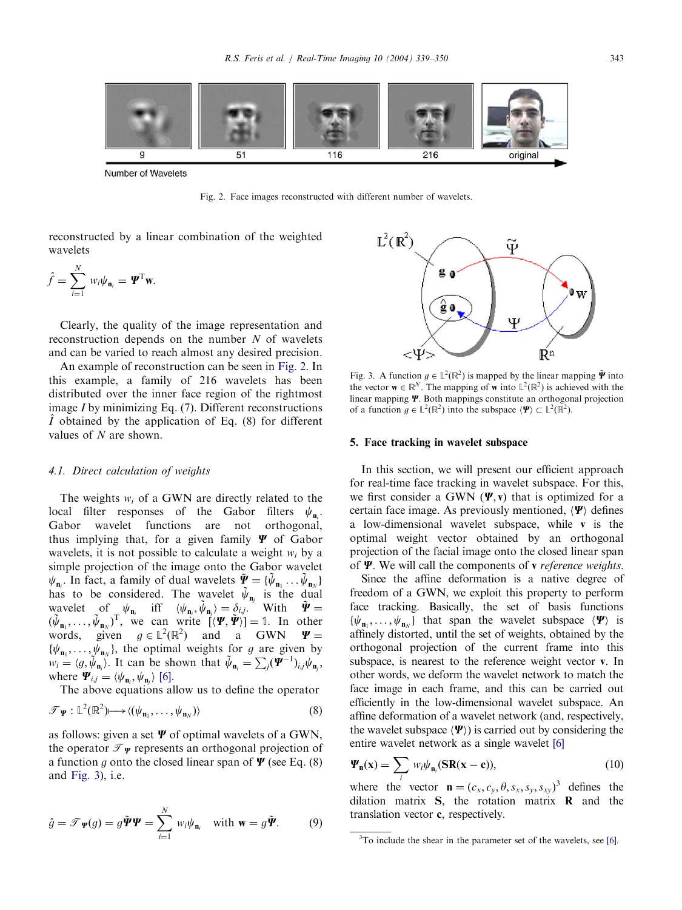Fig. 2. Face images reconstructed with different number of wavelets.

reconstructed by a linear combination of the weighted wavelets

$$\hat{f} = \sum_{i=1}^{N} w_i \psi_{\mathbf{n}_i} = \boldsymbol{\Psi}^{\mathrm{T}} \mathbf{w}.$$

Clearly, the quality of the image representation and reconstruction depends on the number $N$ of wavelets and can be varied to reach almost any desired precision.

An example of reconstruction can be seen in Fig. 2. In this example, a family of 216 wavelets has been distributed over the inner face region of the rightmost image $I$ by minimizing Eq. (7). Different reconstructions $\hat{I}$ obtained by the application of Eq. (8) for different values of $N$ are shown.

### 4.1. Direct calculation of weights

The weights $w_i$ of a GWN are directly related to the local filter responses of the Gabor filters $\psi_{\mathbf{n}_i}$. Gabor wavelet functions are not orthogonal, thus implying that, for a given family $\boldsymbol{\Psi}$ of Gabor wavelets, it is not possible to calculate a weight $w_i$ by a simple projection of the image onto the Gabor wavelet $\psi_{\mathbf{n}_i}$. In fact, a family of dual wavelets $\tilde{\boldsymbol{\Psi}} = \{\tilde{\psi}_{\mathbf{n}_1} \dots \tilde{\psi}_{\mathbf{n}_N}\}$ has to be considered. The wavelet $\tilde{\psi}_{\mathbf{n}_j}$ is the dual wavelet of $\psi_{\mathbf{n}_i}$ iff $\langle \psi_{\mathbf{n}_i}, \tilde{\psi}_{\mathbf{n}_j} \rangle = \delta_{i,j}$. With $\tilde{\boldsymbol{\Psi}} = (\tilde{\psi}_{\mathbf{n}_1}, \dots, \tilde{\psi}_{\mathbf{n}_N})^{\mathrm{T}}$, we can write $[\langle \boldsymbol{\Psi}, \tilde{\boldsymbol{\Psi}} \rangle] = \mathbb{1}$. In other words, given $g \in \mathbb{L}^2(\mathbb{R}^2)$ and a GWN $\boldsymbol{\Psi} = \{\psi_{\mathbf{n}_1}, \dots, \psi_{\mathbf{n}_N}\}$, the optimal weights for $g$ are given by $w_i = \langle g, \tilde{\psi}_{\mathbf{n}_i} \rangle$. It can be shown that $\tilde{\psi}_{\mathbf{n}_i} = \sum_j (\boldsymbol{\Psi}^{-1})_{i,j} \psi_{\mathbf{n}_j}$, where $\boldsymbol{\Psi}_{i,j} = \langle \psi_{\mathbf{n}_i}, \psi_{\mathbf{n}_j} \rangle$ [6].

The above equations allow us to define the operator

$$\mathcal{T}_{\boldsymbol{\Psi}} : \mathbb{L}^2(\mathbb{R}^2) \longmapsto \langle (\psi_{\mathbf{n}_1}, \dots, \psi_{\mathbf{n}_N}) \rangle \tag{8}$$

as follows: given a set $\boldsymbol{\Psi}$ of optimal wavelets of a GWN, the operator $\mathcal{T}_{\boldsymbol{\Psi}}$ represents an orthogonal projection of a function $g$ onto the closed linear span of $\boldsymbol{\Psi}$ (see Eq. (8) and Fig. 3), i.e.

$$\hat{g} = \mathcal{T}_{\boldsymbol{\Psi}}(g) = g\tilde{\boldsymbol{\Psi}}\boldsymbol{\Psi} = \sum_{i=1}^{N} w_i \psi_{\mathbf{n}_i} \quad \text{with } \mathbf{w} = g\tilde{\boldsymbol{\Psi}}. \tag{9}$$

Fig. 3. A function $g \in \mathbb{L}^2(\mathbb{R}^2)$ is mapped by the linear mapping $\tilde{\boldsymbol{\Psi}}$ into the vector $\mathbf{w} \in \mathbb{R}^N$. The mapping of $\mathbf{w}$ into $\mathbb{L}^2(\mathbb{R}^2)$ is achieved with the linear mapping $\boldsymbol{\Psi}$. Both mappings constitute an orthogonal projection of a function $g \in \mathbb{L}^2(\mathbb{R}^2)$ into the subspace $\langle \boldsymbol{\Psi} \rangle \subset \mathbb{L}^2(\mathbb{R}^2)$.

## 5. Face tracking in wavelet subspace

In this section, we will present our efficient approach for real-time face tracking in wavelet subspace. For this, we first consider a GWN $(\boldsymbol{\Psi}, \mathbf{v})$ that is optimized for a certain face image. As previously mentioned, $\langle \boldsymbol{\Psi} \rangle$ defines a low-dimensional wavelet subspace, while $\mathbf{v}$ is the optimal weight vector obtained by an orthogonal projection of the facial image onto the closed linear span of $\boldsymbol{\Psi}$. We will call the components of $\mathbf{v}$ *reference weights*.

Since the affine deformation is a native degree of freedom of a GWN, we exploit this property to perform face tracking. Basically, the set of basis functions $\{\psi_{\mathbf{n}_1}, \dots, \psi_{\mathbf{n}_N}\}$ that span the wavelet subspace $\langle \boldsymbol{\Psi} \rangle$ is affinely distorted, until the set of weights, obtained by the orthogonal projection of the current frame into this subspace, is nearest to the reference weight vector $\mathbf{v}$. In other words, we deform the wavelet network to match the face image in each frame, and this can be carried out efficiently in the low-dimensional wavelet subspace. An affine deformation of a wavelet network (and, respectively, the wavelet subspace $\langle \boldsymbol{\Psi} \rangle$) is carried out by considering the entire wavelet network as a single wavelet [6]

$$\boldsymbol{\Psi}_{\mathbf{n}}(\mathbf{x}) = \sum_i w_i \psi_{\mathbf{n}_i}(\mathbf{SR}(\mathbf{x} - \mathbf{c})), \tag{10}$$

where the vector $\mathbf{n} = (c_x, c_y, \theta, s_x, s_y, s_{xy})$[3] defines the dilation matrix $\mathbf{S}$, the rotation matrix $\mathbf{R}$ and the translation vector $\mathbf{c}$, respectively.

[3] To include the shear in the parameter set of the wavelets, see [6].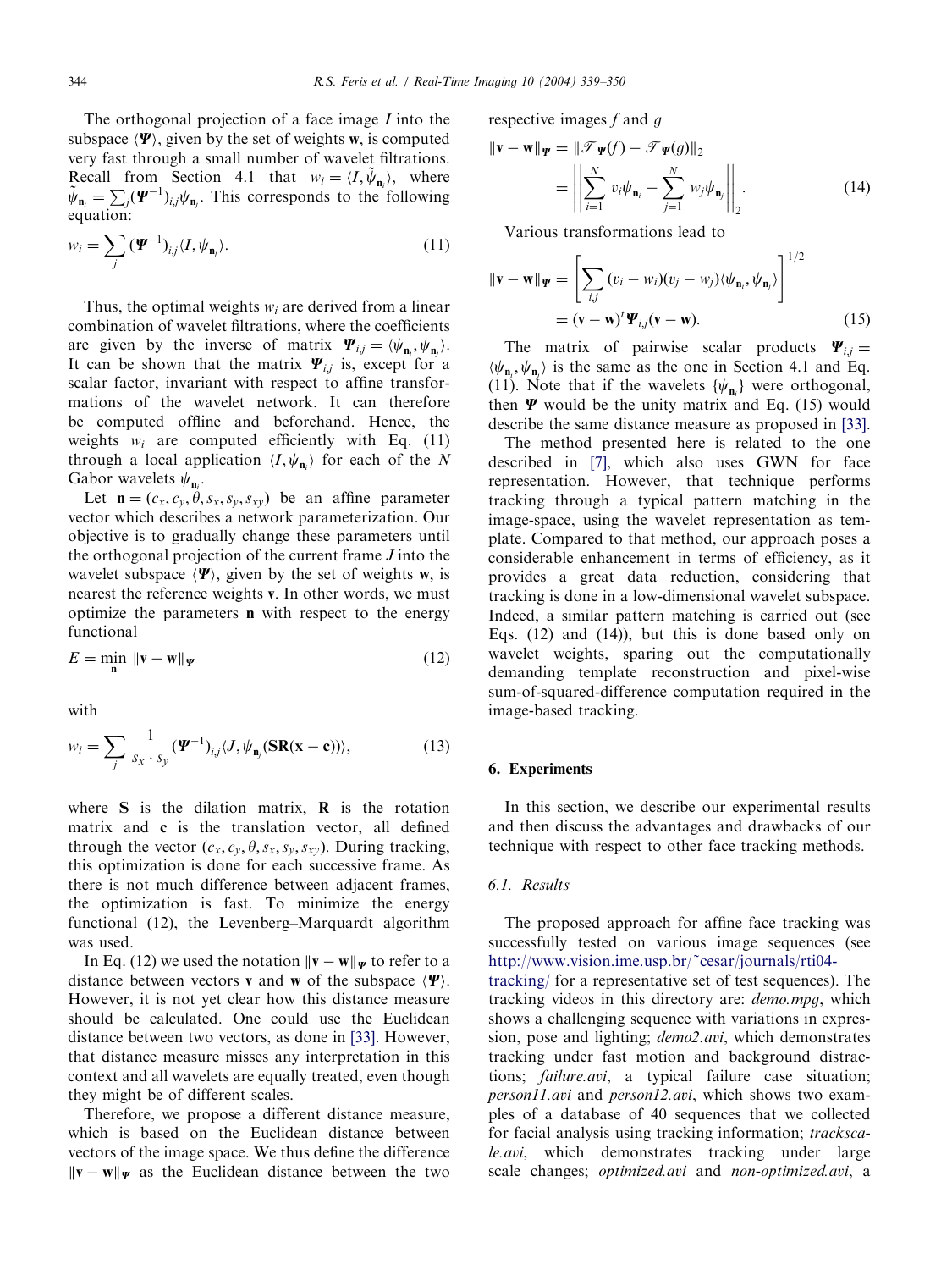The orthogonal projection of a face image $I$ into the subspace $\langle \boldsymbol{\Psi} \rangle$, given by the set of weights $\mathbf{w}$, is computed very fast through a small number of wavelet filtrations. Recall from Section 4.1 that $w_i = \langle I, \tilde{\psi}_{\mathbf{n}_i} \rangle$, where $\tilde{\psi}_{\mathbf{n}_i} = \sum_j (\boldsymbol{\Psi}^{-1})_{i,j} \psi_{\mathbf{n}_j}$. This corresponds to the following equation:

$$w_i = \sum_j (\boldsymbol{\Psi}^{-1})_{i,j} \langle I, \psi_{\mathbf{n}_j} \rangle. \tag{11}$$

Thus, the optimal weights $w_i$ are derived from a linear combination of wavelet filtrations, where the coefficients are given by the inverse of matrix $\boldsymbol{\Psi}_{i,j} = \langle \psi_{\mathbf{n}_i}, \psi_{\mathbf{n}_j} \rangle$. It can be shown that the matrix $\boldsymbol{\Psi}_{i,j}$ is, except for a scalar factor, invariant with respect to affine transformations of the wavelet network. It can therefore be computed offline and beforehand. Hence, the weights $w_i$ are computed efficiently with Eq. (11) through a local application $\langle I, \psi_{\mathbf{n}_i} \rangle$ for each of the $N$ Gabor wavelets $\psi_{\mathbf{n}_i}$.

Let $\mathbf{n} = (c_x, c_y, \theta, s_x, s_y, s_{xy})$ be an affine parameter vector which describes a network parameterization. Our objective is to gradually change these parameters until the orthogonal projection of the current frame $J$ into the wavelet subspace $\langle \boldsymbol{\Psi} \rangle$, given by the set of weights $\mathbf{w}$, is nearest the reference weights $\mathbf{v}$. In other words, we must optimize the parameters $\mathbf{n}$ with respect to the energy functional

$$E = \min_{\mathbf{n}} \|\mathbf{v} - \mathbf{w}\|_{\boldsymbol{\Psi}} \tag{12}$$

with

$$w_i = \sum_j \frac{1}{s_x \cdot s_y} (\boldsymbol{\Psi}^{-1})_{i,j} \langle J, \psi_{\mathbf{n}_j}(\mathbf{SR}(\mathbf{x} - \mathbf{c})) \rangle, \tag{13}$$

where $\mathbf{S}$ is the dilation matrix, $\mathbf{R}$ is the rotation matrix and $\mathbf{c}$ is the translation vector, all defined through the vector $(c_x, c_y, \theta, s_x, s_y, s_{xy})$. During tracking, this optimization is done for each successive frame. As there is not much difference between adjacent frames, the optimization is fast. To minimize the energy functional (12), the Levenberg–Marquardt algorithm was used.

In Eq. (12) we used the notation $\|\mathbf{v} - \mathbf{w}\|_{\boldsymbol{\Psi}}$ to refer to a distance between vectors $\mathbf{v}$ and $\mathbf{w}$ of the subspace $\langle \boldsymbol{\Psi} \rangle$. However, it is not yet clear how this distance measure should be calculated. One could use the Euclidean distance between two vectors, as done in [33]. However, that distance measure misses any interpretation in this context and all wavelets are equally treated, even though they might be of different scales.

Therefore, we propose a different distance measure, which is based on the Euclidean distance between vectors of the image space. We thus define the difference $\|\mathbf{v} - \mathbf{w}\|_{\boldsymbol{\Psi}}$ as the Euclidean distance between the two respective images $f$ and $g$

$$\|\mathbf{v} - \mathbf{w}\|_{\boldsymbol{\Psi}} = \|\mathcal{T}_{\boldsymbol{\Psi}}(f) - \mathcal{T}_{\boldsymbol{\Psi}}(g)\|_2 = \left\| \sum_{i=1}^{N} v_i \psi_{\mathbf{n}_i} - \sum_{j=1}^{N} w_j \psi_{\mathbf{n}_j} \right\|_2. \tag{14}$$

Various transformations lead to

$$\|\mathbf{v} - \mathbf{w}\|_{\boldsymbol{\Psi}} = \left[ \sum_{i,j} (v_i - w_i)(v_j - w_j) \langle \psi_{\mathbf{n}_i}, \psi_{\mathbf{n}_j} \rangle \right]^{1/2} = (\mathbf{v} - \mathbf{w})^t \boldsymbol{\Psi}_{i,j} (\mathbf{v} - \mathbf{w}). \tag{15}$$

The matrix of pairwise scalar products $\boldsymbol{\Psi}_{i,j} = \langle \psi_{\mathbf{n}_i}, \psi_{\mathbf{n}_j} \rangle$ is the same as the one in Section 4.1 and Eq. (11). Note that if the wavelets $\{\psi_{\mathbf{n}_i}\}$ were orthogonal, then $\boldsymbol{\Psi}$ would be the unity matrix and Eq. (15) would describe the same distance measure as proposed in [33].

The method presented here is related to the one described in [7], which also uses GWN for face representation. However, that technique performs tracking through a typical pattern matching in the image-space, using the wavelet representation as template. Compared to that method, our approach poses a considerable enhancement in terms of efficiency, as it provides a great data reduction, considering that tracking is done in a low-dimensional wavelet subspace. Indeed, a similar pattern matching is carried out (see Eqs. (12) and (14)), but this is done based only on wavelet weights, sparing out the computationally demanding template reconstruction and pixel-wise sum-of-squared-difference computation required in the image-based tracking.

## 6. Experiments

In this section, we describe our experimental results and then discuss the advantages and drawbacks of our technique with respect to other face tracking methods.

### 6.1. Results

The proposed approach for affine face tracking was successfully tested on various image sequences (see http://www.vision.ime.usp.br/~cesar/journals/rti04-tracking/ for a representative set of test sequences). The tracking videos in this directory are: *demo.mpg*, which shows a challenging sequence with variations in expression, pose and lighting; *demo2.avi*, which demonstrates tracking under fast motion and background distractions; *failure.avi*, a typical failure case situation; *person11.avi* and *person12.avi*, which shows two examples of a database of 40 sequences that we collected for facial analysis using tracking information; *trackscale.avi*, which demonstrates tracking under large scale changes; *optimized.avi* and *non-optimized.avi*, a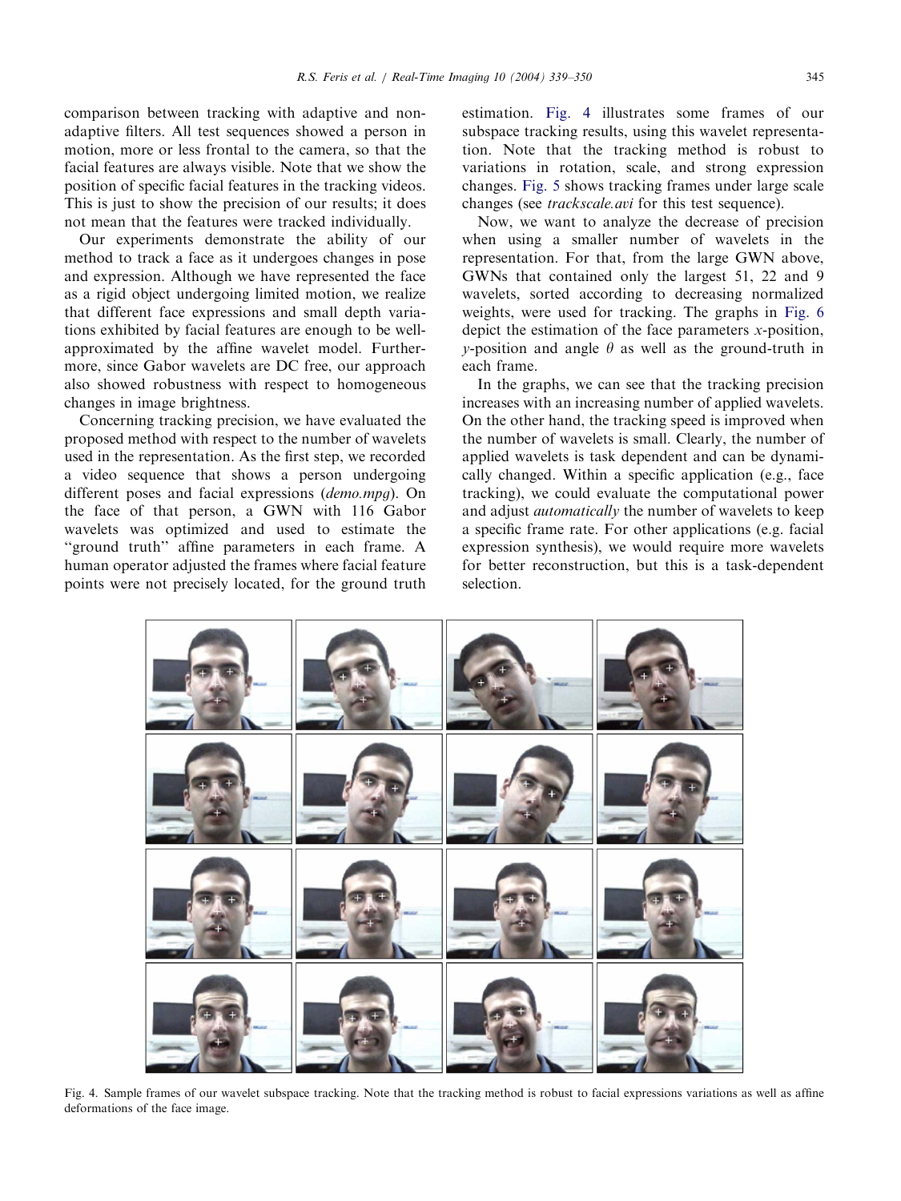comparison between tracking with adaptive and non-adaptive filters. All test sequences showed a person in motion, more or less frontal to the camera, so that the facial features are always visible. Note that we show the position of specific facial features in the tracking videos. This is just to show the precision of our results; it does not mean that the features were tracked individually.

Our experiments demonstrate the ability of our method to track a face as it undergoes changes in pose and expression. Although we have represented the face as a rigid object undergoing limited motion, we realize that different face expressions and small depth variations exhibited by facial features are enough to be well-approximated by the affine wavelet model. Furthermore, since Gabor wavelets are DC free, our approach also showed robustness with respect to homogeneous changes in image brightness.

Concerning tracking precision, we have evaluated the proposed method with respect to the number of wavelets used in the representation. As the first step, we recorded a video sequence that shows a person undergoing different poses and facial expressions (*demo.mpg*). On the face of that person, a GWN with 116 Gabor wavelets was optimized and used to estimate the "ground truth" affine parameters in each frame. A human operator adjusted the frames where facial feature points were not precisely located, for the ground truth estimation. Fig. 4 illustrates some frames of our subspace tracking results, using this wavelet representation. Note that the tracking method is robust to variations in rotation, scale, and strong expression changes. Fig. 5 shows tracking frames under large scale changes (see *trackscale.avi* for this test sequence).

Now, we want to analyze the decrease of precision when using a smaller number of wavelets in the representation. For that, from the large GWN above, GWNs that contained only the largest 51, 22 and 9 wavelets, sorted according to decreasing normalized weights, were used for tracking. The graphs in Fig. 6 depict the estimation of the face parameters $x$-position, $y$-position and angle $\theta$ as well as the ground-truth in each frame.

In the graphs, we can see that the tracking precision increases with an increasing number of applied wavelets. On the other hand, the tracking speed is improved when the number of wavelets is small. Clearly, the number of applied wavelets is task dependent and can be dynamically changed. Within a specific application (e.g., face tracking), we could evaluate the computational power and adjust *automatically* the number of wavelets to keep a specific frame rate. For other applications (e.g. facial expression synthesis), we would require more wavelets for better reconstruction, but this is a task-dependent selection.

Fig. 4. Sample frames of our wavelet subspace tracking. Note that the tracking method is robust to facial expressions variations as well as affine deformations of the face image.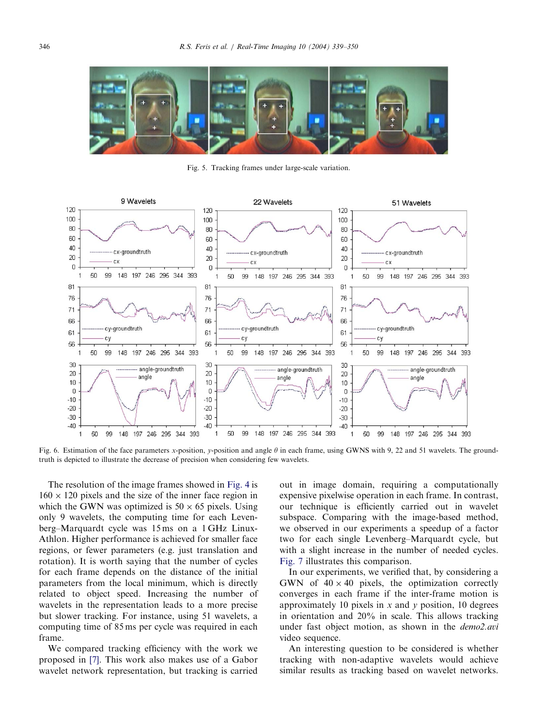Fig. 5. Tracking frames under large-scale variation.

Fig. 6. Estimation of the face parameters $x$-position, $y$-position and angle $\theta$ in each frame, using GWNS with 9, 22 and 51 wavelets. The ground-truth is depicted to illustrate the decrease of precision when considering few wavelets.

The resolution of the image frames showed in Fig. 4 is $160 \times 120$ pixels and the size of the inner face region in which the GWN was optimized is $50 \times 65$ pixels. Using only 9 wavelets, the computing time for each Levenberg–Marquardt cycle was 15 ms on a 1 GHz Linux-Athlon. Higher performance is achieved for smaller face regions, or fewer parameters (e.g. just translation and rotation). It is worth saying that the number of cycles for each frame depends on the distance of the initial parameters from the local minimum, which is directly related to object speed. Increasing the number of wavelets in the representation leads to a more precise but slower tracking. For instance, using 51 wavelets, a computing time of 85 ms per cycle was required in each frame.

We compared tracking efficiency with the work we proposed in [7]. This work also makes use of a Gabor wavelet network representation, but tracking is carried out in image domain, requiring a computationally expensive pixelwise operation in each frame. In contrast, our technique is efficiently carried out in wavelet subspace. Comparing with the image-based method, we observed in our experiments a speedup of a factor two for each single Levenberg–Marquardt cycle, but with a slight increase in the number of needed cycles. Fig. 7 illustrates this comparison.

In our experiments, we verified that, by considering a GWN of $40 \times 40$ pixels, the optimization correctly converges in each frame if the inter-frame motion is approximately 10 pixels in $x$ and $y$ position, 10 degrees in orientation and 20% in scale. This allows tracking under fast object motion, as shown in the *demo2.avi* video sequence.

An interesting question to be considered is whether tracking with non-adaptive wavelets would achieve similar results as tracking based on wavelet networks.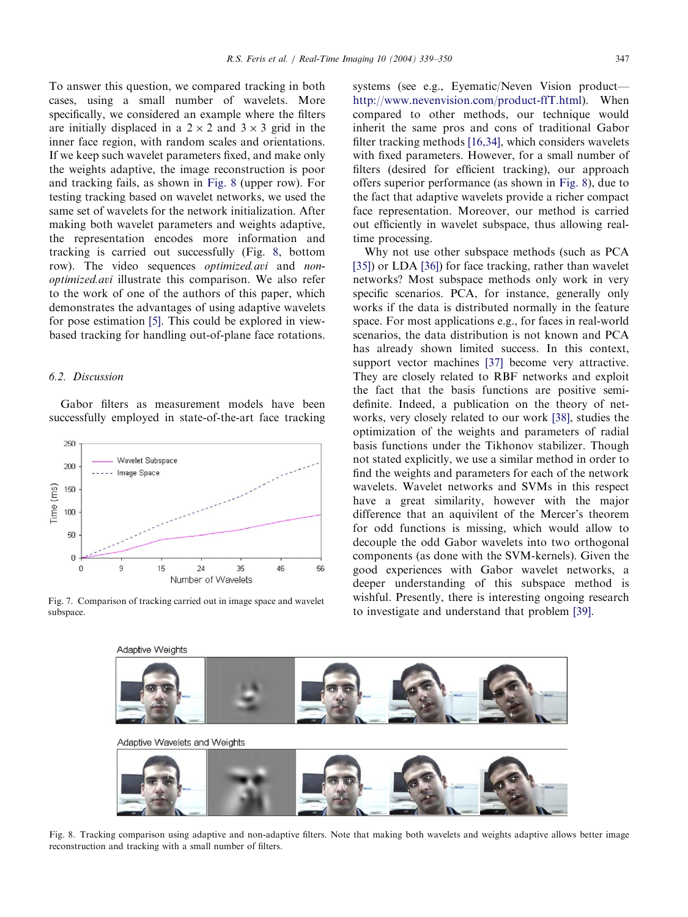To answer this question, we compared tracking in both cases, using a small number of wavelets. More specifically, we considered an example where the filters are initially displaced in a $2 \times 2$ and $3 \times 3$ grid in the inner face region, with random scales and orientations. If we keep such wavelet parameters fixed, and make only the weights adaptive, the image reconstruction is poor and tracking fails, as shown in Fig. 8 (upper row). For testing tracking based on wavelet networks, we used the same set of wavelets for the network initialization. After making both wavelet parameters and weights adaptive, the representation encodes more information and tracking is carried out successfully (Fig. 8, bottom row). The video sequences *optimized.avi* and *non-optimized.avi* illustrate this comparison. We also refer to the work of one of the authors of this paper, which demonstrates the advantages of using adaptive wavelets for pose estimation [5]. This could be explored in view-based tracking for handling out-of-plane face rotations.

### 6.2. Discussion

Gabor filters as measurement models have been successfully employed in state-of-the-art face tracking systems (see e.g., Eyematic/Neven Vision product—http://www.nevenvision.com/product-ffT.html). When compared to other methods, our technique would inherit the same pros and cons of traditional Gabor filter tracking methods [16,34], which considers wavelets with fixed parameters. However, for a small number of filters (desired for efficient tracking), our approach offers superior performance (as shown in Fig. 8), due to the fact that adaptive wavelets provide a richer compact face representation. Moreover, our method is carried out efficiently in wavelet subspace, thus allowing real-time processing.

Fig. 7. Comparison of tracking carried out in image space and wavelet subspace.

Why not use other subspace methods (such as PCA [35]) or LDA [36]) for face tracking, rather than wavelet networks? Most subspace methods only work in very specific scenarios. PCA, for instance, generally only works if the data is distributed normally in the feature space. For most applications e.g., for faces in real-world scenarios, the data distribution is not known and PCA has already shown limited success. In this context, support vector machines [37] become very attractive. They are closely related to RBF networks and exploit the fact that the basis functions are positive semi-definite. Indeed, a publication on the theory of networks, very closely related to our work [38], studies the optimization of the weights and parameters of radial basis functions under the Tikhonov stabilizer. Though not stated explicitly, we use a similar method in order to find the weights and parameters for each of the network wavelets. Wavelet networks and SVMs in this respect have a great similarity, however with the major difference that an aquivilent of the Mercer's theorem for odd functions is missing, which would allow to decouple the odd Gabor wavelets into two orthogonal components (as done with the SVM-kernels). Given the good experiences with Gabor wavelet networks, a deeper understanding of this subspace method is wishful. Presently, there is interesting ongoing research to investigate and understand that problem [39].

Fig. 8. Tracking comparison using adaptive and non-adaptive filters. Note that making both wavelets and weights adaptive allows better image reconstruction and tracking with a small number of filters.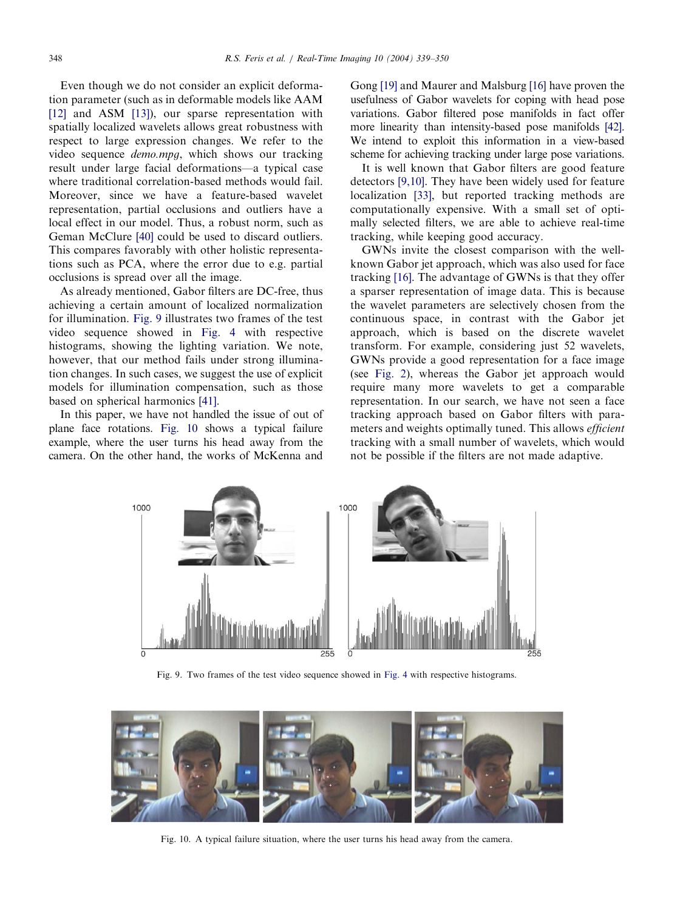Even though we do not consider an explicit deformation parameter (such as in deformable models like AAM [12] and ASM [13]), our sparse representation with spatially localized wavelets allows great robustness with respect to large expression changes. We refer to the video sequence *demo.mpg*, which shows our tracking result under large facial deformations—a typical case where traditional correlation-based methods would fail. Moreover, since we have a feature-based wavelet representation, partial occlusions and outliers have a local effect in our model. Thus, a robust norm, such as Geman McClure [40] could be used to discard outliers. This compares favorably with other holistic representations such as PCA, where the error due to e.g. partial occlusions is spread over all the image.

As already mentioned, Gabor filters are DC-free, thus achieving a certain amount of localized normalization for illumination. Fig. 9 illustrates two frames of the test video sequence showed in Fig. 4 with respective histograms, showing the lighting variation. We note, however, that our method fails under strong illumination changes. In such cases, we suggest the use of explicit models for illumination compensation, such as those based on spherical harmonics [41].

In this paper, we have not handled the issue of out of plane face rotations. Fig. 10 shows a typical failure example, where the user turns his head away from the camera. On the other hand, the works of McKenna and Gong [19] and Maurer and Malsburg [16] have proven the usefulness of Gabor wavelets for coping with head pose variations. Gabor filtered pose manifolds in fact offer more linearity than intensity-based pose manifolds [42]. We intend to exploit this information in a view-based scheme for achieving tracking under large pose variations.

It is well known that Gabor filters are good feature detectors [9,10]. They have been widely used for feature localization [33], but reported tracking methods are computationally expensive. With a small set of optimally selected filters, we are able to achieve real-time tracking, while keeping good accuracy.

GWNs invite the closest comparison with the well-known Gabor jet approach, which was also used for face tracking [16]. The advantage of GWNs is that they offer a sparser representation of image data. This is because the wavelet parameters are selectively chosen from the continuous space, in contrast with the Gabor jet approach, which is based on the discrete wavelet transform. For example, considering just 52 wavelets, GWNs provide a good representation for a face image (see Fig. 2), whereas the Gabor jet approach would require many more wavelets to get a comparable representation. In our search, we have not seen a face tracking approach based on Gabor filters with parameters and weights optimally tuned. This allows *efficient* tracking with a small number of wavelets, which would not be possible if the filters are not made adaptive.

Fig. 9. Two frames of the test video sequence showed in Fig. 4 with respective histograms.

Fig. 10. A typical failure situation, where the user turns his head away from the camera.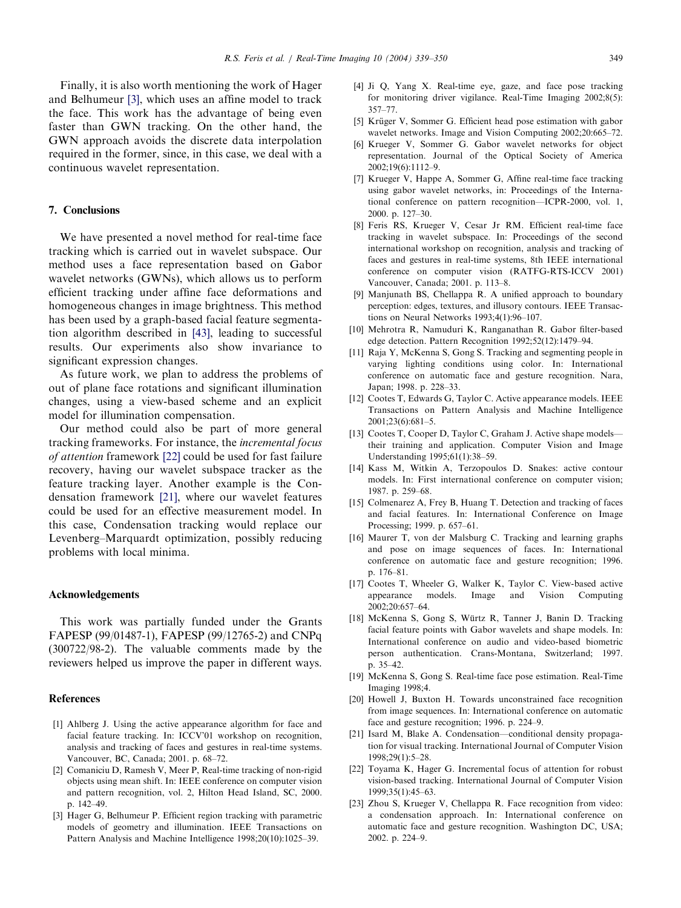Finally, it is also worth mentioning the work of Hager and Belhumeur [3], which uses an affine model to track the face. This work has the advantage of being even faster than GWN tracking. On the other hand, the GWN approach avoids the discrete data interpolation required in the former, since, in this case, we deal with a continuous wavelet representation.

## 7. Conclusions

We have presented a novel method for real-time face tracking which is carried out in wavelet subspace. Our method uses a face representation based on Gabor wavelet networks (GWNs), which allows us to perform efficient tracking under affine face deformations and homogeneous changes in image brightness. This method has been used by a graph-based facial feature segmentation algorithm described in [43], leading to successful results. Our experiments also show invariance to significant expression changes.

As future work, we plan to address the problems of out of plane face rotations and significant illumination changes, using a view-based scheme and an explicit model for illumination compensation.

Our method could also be part of more general tracking frameworks. For instance, the *incremental focus of attention* framework [22] could be used for fast failure recovery, having our wavelet subspace tracker as the feature tracking layer. Another example is the Condensation framework [21], where our wavelet features could be used for an effective measurement model. In this case, Condensation tracking would replace our Levenberg–Marquardt optimization, possibly reducing problems with local minima.

## Acknowledgements

This work was partially funded under the Grants FAPESP (99/01487-1), FAPESP (99/12765-2) and CNPq (300722/98-2). The valuable comments made by the reviewers helped us improve the paper in different ways.

## References

[1] Ahlberg J. Using the active appearance algorithm for face and facial feature tracking. In: ICCV'01 workshop on recognition, analysis and tracking of faces and gestures in real-time systems. Vancouver, BC, Canada; 2001. p. 68–72.

[2] Comaniciu D, Ramesh V, Meer P, Real-time tracking of non-rigid objects using mean shift. In: IEEE conference on computer vision and pattern recognition, vol. 2, Hilton Head Island, SC, 2000. p. 142–49.

[3] Hager G, Belhumeur P. Efficient region tracking with parametric models of geometry and illumination. IEEE Transactions on Pattern Analysis and Machine Intelligence 1998;20(10):1025–39.

[4] Ji Q, Yang X. Real-time eye, gaze, and face pose tracking for monitoring driver vigilance. Real-Time Imaging 2002;8(5): 357–77.

[5] Krüger V, Sommer G. Efficient head pose estimation with gabor wavelet networks. Image and Vision Computing 2002;20:665–72.

[6] Krueger V, Sommer G. Gabor wavelet networks for object representation. Journal of the Optical Society of America 2002;19(6):1112–9.

[7] Krueger V, Happe A, Sommer G, Affine real-time face tracking using gabor wavelet networks, in: Proceedings of the International conference on pattern recognition—ICPR-2000, vol. 1, 2000. p. 127–30.

[8] Feris RS, Krueger V, Cesar Jr RM. Efficient real-time face tracking in wavelet subspace. In: Proceedings of the second international workshop on recognition, analysis and tracking of faces and gestures in real-time systems, 8th IEEE international conference on computer vision (RATFG-RTS-ICCV 2001) Vancouver, Canada; 2001. p. 113–8.

[9] Manjunath BS, Chellappa R. A unified approach to boundary perception: edges, textures, and illusory contours. IEEE Transactions on Neural Networks 1993;4(1):96–107.

[10] Mehrotra R, Namuduri K, Ranganathan R. Gabor filter-based edge detection. Pattern Recognition 1992;52(12):1479–94.

[11] Raja Y, McKenna S, Gong S. Tracking and segmenting people in varying lighting conditions using color. In: International conference on automatic face and gesture recognition. Nara, Japan; 1998. p. 228–33.

[12] Cootes T, Edwards G, Taylor C. Active appearance models. IEEE Transactions on Pattern Analysis and Machine Intelligence 2001;23(6):681–5.

[13] Cootes T, Cooper D, Taylor C, Graham J. Active shape models—their training and application. Computer Vision and Image Understanding 1995;61(1):38–59.

[14] Kass M, Witkin A, Terzopoulos D. Snakes: active contour models. In: First international conference on computer vision; 1987. p. 259–68.

[15] Colmenarez A, Frey B, Huang T. Detection and tracking of faces and facial features. In: International Conference on Image Processing; 1999. p. 657–61.

[16] Maurer T, von der Malsburg C. Tracking and learning graphs and pose on image sequences of faces. In: International conference on automatic face and gesture recognition; 1996. p. 176–81.

[17] Cootes T, Wheeler G, Walker K, Taylor C. View-based active appearance models. Image and Vision Computing 2002;20:657–64.

[18] McKenna S, Gong S, Würtz R, Tanner J, Banin D. Tracking facial feature points with Gabor wavelets and shape models. In: International conference on audio and video-based biometric person authentication. Crans-Montana, Switzerland; 1997. p. 35–42.

[19] McKenna S, Gong S. Real-time face pose estimation. Real-Time Imaging 1998;4.

[20] Howell J, Buxton H. Towards unconstrained face recognition from image sequences. In: International conference on automatic face and gesture recognition; 1996. p. 224–9.

[21] Isard M, Blake A. Condensation—conditional density propagation for visual tracking. International Journal of Computer Vision 1998;29(1):5–28.

[22] Toyama K, Hager G. Incremental focus of attention for robust vision-based tracking. International Journal of Computer Vision 1999;35(1):45–63.

[23] Zhou S, Krueger V, Chellappa R. Face recognition from video: a condensation approach. In: International conference on automatic face and gesture recognition. Washington DC, USA; 2002. p. 224–9.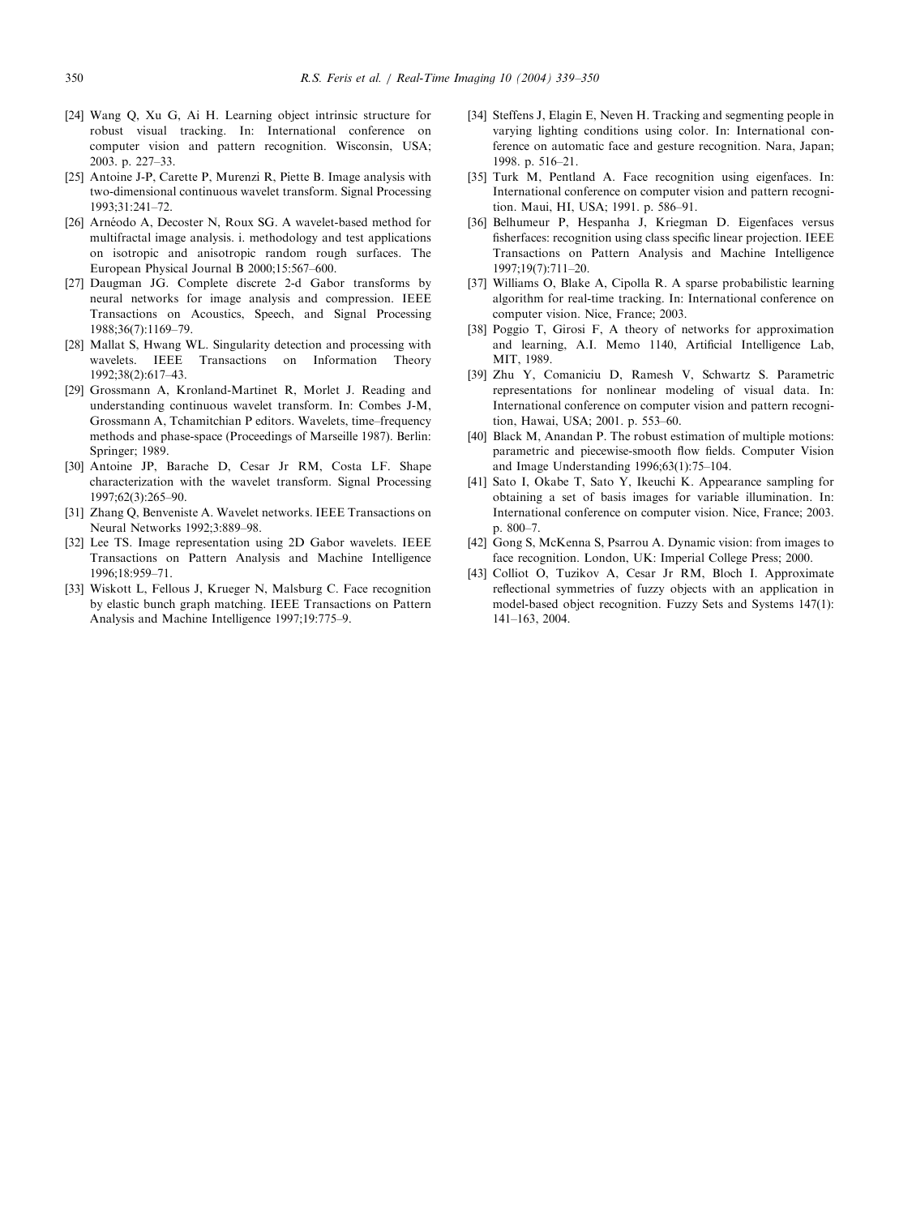[24] Wang Q, Xu G, Ai H. Learning object intrinsic structure for robust visual tracking. In: International conference on computer vision and pattern recognition. Wisconsin, USA; 2003. p. 227–33.

[25] Antoine J-P, Carette P, Murenzi R, Piette B. Image analysis with two-dimensional continuous wavelet transform. Signal Processing 1993;31:241–72.

[26] Arnéodo A, Decoster N, Roux SG. A wavelet-based method for multifractal image analysis. i. methodology and test applications on isotropic and anisotropic random rough surfaces. The European Physical Journal B 2000;15:567–600.

[27] Daugman JG. Complete discrete 2-d Gabor transforms by neural networks for image analysis and compression. IEEE Transactions on Acoustics, Speech, and Signal Processing 1988;36(7):1169–79.

[28] Mallat S, Hwang WL. Singularity detection and processing with wavelets. IEEE Transactions on Information Theory 1992;38(2):617–43.

[29] Grossmann A, Kronland-Martinet R, Morlet J. Reading and understanding continuous wavelet transform. In: Combes J-M, Grossmann A, Tchamitchian P editors. Wavelets, time–frequency methods and phase-space (Proceedings of Marseille 1987). Berlin: Springer; 1989.

[30] Antoine JP, Barache D, Cesar Jr RM, Costa LF. Shape characterization with the wavelet transform. Signal Processing 1997;62(3):265–90.

[31] Zhang Q, Benveniste A. Wavelet networks. IEEE Transactions on Neural Networks 1992;3:889–98.

[32] Lee TS. Image representation using 2D Gabor wavelets. IEEE Transactions on Pattern Analysis and Machine Intelligence 1996;18:959–71.

[33] Wiskott L, Fellous J, Krueger N, Malsburg C. Face recognition by elastic bunch graph matching. IEEE Transactions on Pattern Analysis and Machine Intelligence 1997;19:775–9.

[34] Steffens J, Elagin E, Neven H. Tracking and segmenting people in varying lighting conditions using color. In: International conference on automatic face and gesture recognition. Nara, Japan; 1998. p. 516–21.

[35] Turk M, Pentland A. Face recognition using eigenfaces. In: International conference on computer vision and pattern recognition. Maui, HI, USA; 1991. p. 586–91.

[36] Belhumeur P, Hespanha J, Kriegman D. Eigenfaces versus fisherfaces: recognition using class specific linear projection. IEEE Transactions on Pattern Analysis and Machine Intelligence 1997;19(7):711–20.

[37] Williams O, Blake A, Cipolla R. A sparse probabilistic learning algorithm for real-time tracking. In: International conference on computer vision. Nice, France; 2003.

[38] Poggio T, Girosi F, A theory of networks for approximation and learning, A.I. Memo 1140, Artificial Intelligence Lab, MIT, 1989.

[39] Zhu Y, Comaniciu D, Ramesh V, Schwartz S. Parametric representations for nonlinear modeling of visual data. In: International conference on computer vision and pattern recognition, Hawai, USA; 2001. p. 553–60.

[40] Black M, Anandan P. The robust estimation of multiple motions: parametric and piecewise-smooth flow fields. Computer Vision and Image Understanding 1996;63(1):75–104.

[41] Sato I, Okabe T, Sato Y, Ikeuchi K. Appearance sampling for obtaining a set of basis images for variable illumination. In: International conference on computer vision. Nice, France; 2003. p. 800–7.

[42] Gong S, McKenna S, Psarrou A. Dynamic vision: from images to face recognition. London, UK: Imperial College Press; 2000.

[43] Colliot O, Tuzikov A, Cesar Jr RM, Bloch I. Approximate reflectional symmetries of fuzzy objects with an application in model-based object recognition. Fuzzy Sets and Systems 147(1): 141–163, 2004.